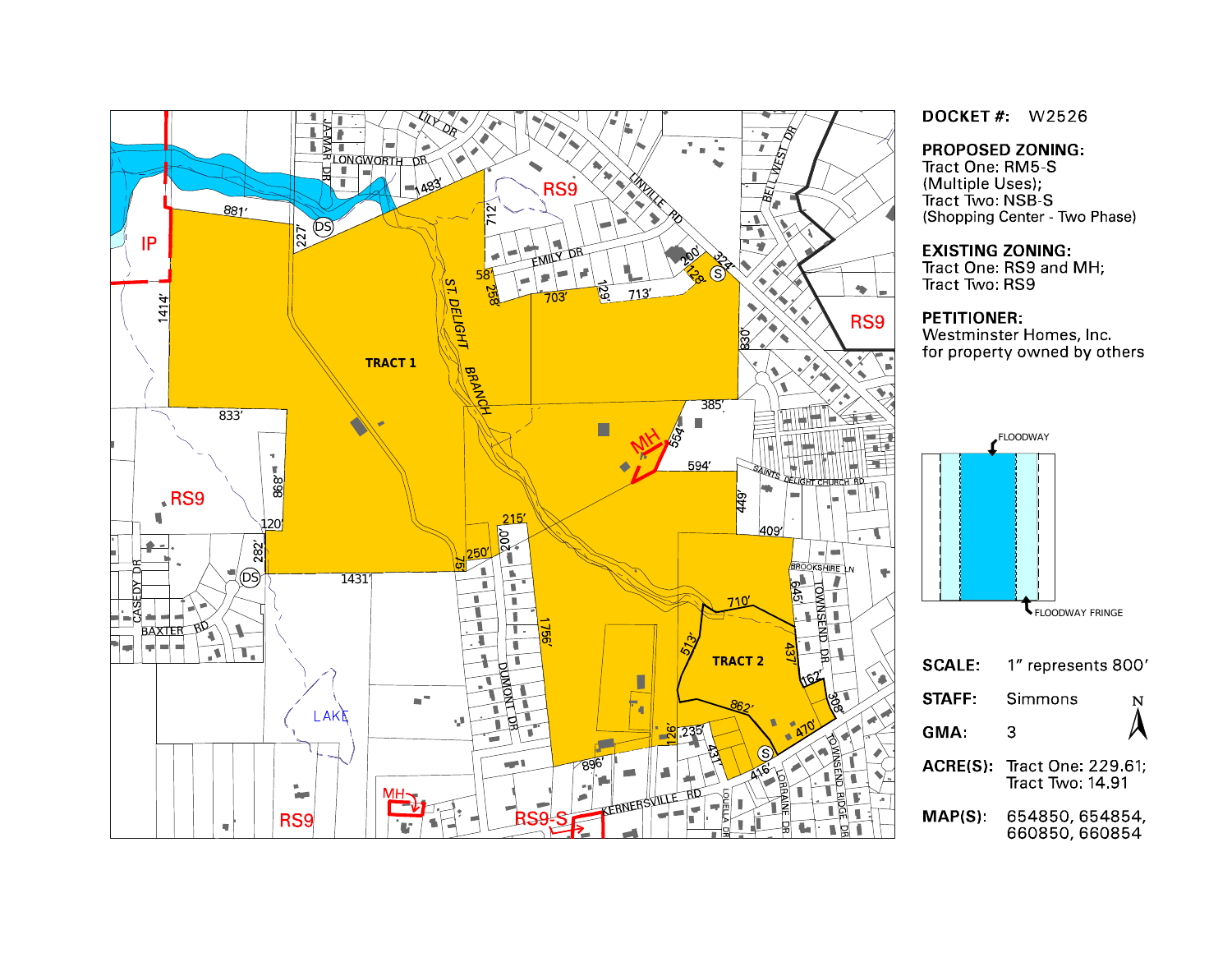**DOCKET #:** W2526

**PROPOSED ZONING:**
Tract One: RM5-S
(Multiple Uses);
Tract Two: NSB-S
(Shopping Center - Two Phase)

**EXISTING ZONING:**
Tract One: RS9 and MH;
Tract Two: RS9

**PETITIONER:**
Westminster Homes, Inc.
for property owned by others

FLOODWAY

FLOODWAY FRINGE

| | |
|---|---|
| **SCALE:** | 1" represents 800' |
| **STAFF:** | Simmons |
| **GMA:** | 3 |
| **ACRE(S):** | Tract One: 229.61; Tract Two: 14.91 |
| **MAP(S):** | 654850, 654854, 660850, 660854 |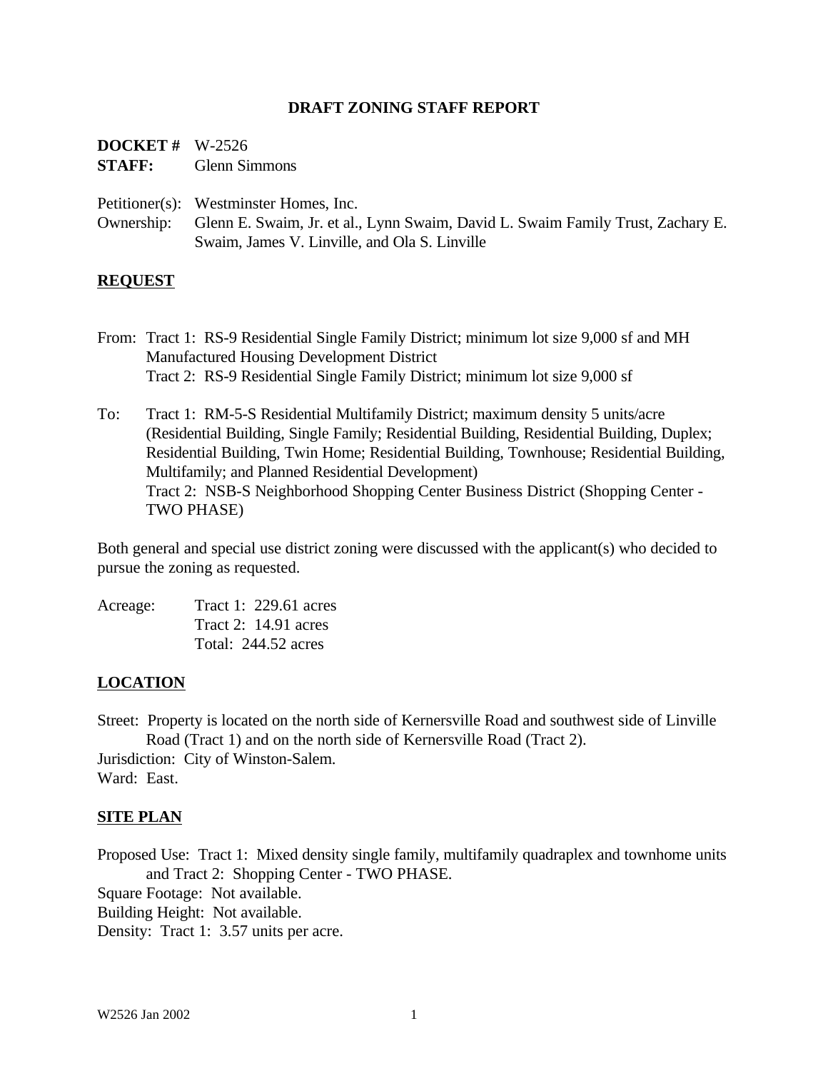**DRAFT ZONING STAFF REPORT**

**DOCKET #** W-2526
**STAFF:** Glenn Simmons

Petitioner(s): Westminster Homes, Inc.
Ownership: Glenn E. Swaim, Jr. et al., Lynn Swaim, David L. Swaim Family Trust, Zachary E. Swaim, James V. Linville, and Ola S. Linville

## REQUEST

From: Tract 1: RS-9 Residential Single Family District; minimum lot size 9,000 sf and MH Manufactured Housing Development District
Tract 2: RS-9 Residential Single Family District; minimum lot size 9,000 sf

To: Tract 1: RM-5-S Residential Multifamily District; maximum density 5 units/acre (Residential Building, Single Family; Residential Building, Residential Building, Duplex; Residential Building, Twin Home; Residential Building, Townhouse; Residential Building, Multifamily; and Planned Residential Development)
Tract 2: NSB-S Neighborhood Shopping Center Business District (Shopping Center - TWO PHASE)

Both general and special use district zoning were discussed with the applicant(s) who decided to pursue the zoning as requested.

Acreage: Tract 1: 229.61 acres
Tract 2: 14.91 acres
Total: 244.52 acres

## LOCATION

Street: Property is located on the north side of Kernersville Road and southwest side of Linville Road (Tract 1) and on the north side of Kernersville Road (Tract 2).
Jurisdiction: City of Winston-Salem.
Ward: East.

## SITE PLAN

Proposed Use: Tract 1: Mixed density single family, multifamily quadraplex and townhome units and Tract 2: Shopping Center - TWO PHASE.
Square Footage: Not available.
Building Height: Not available.
Density: Tract 1: 3.57 units per acre.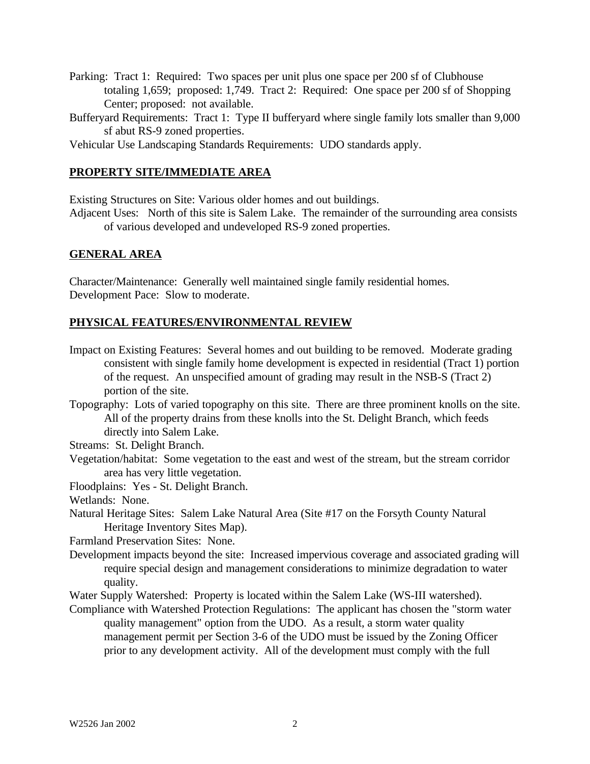Parking: Tract 1: Required: Two spaces per unit plus one space per 200 sf of Clubhouse totaling 1,659; proposed: 1,749. Tract 2: Required: One space per 200 sf of Shopping Center; proposed: not available.

Bufferyard Requirements: Tract 1: Type II bufferyard where single family lots smaller than 9,000 sf abut RS-9 zoned properties.

Vehicular Use Landscaping Standards Requirements: UDO standards apply.

## PROPERTY SITE/IMMEDIATE AREA

Existing Structures on Site: Various older homes and out buildings.

Adjacent Uses: North of this site is Salem Lake. The remainder of the surrounding area consists of various developed and undeveloped RS-9 zoned properties.

## GENERAL AREA

Character/Maintenance: Generally well maintained single family residential homes.

Development Pace: Slow to moderate.

## PHYSICAL FEATURES/ENVIRONMENTAL REVIEW

Impact on Existing Features: Several homes and out building to be removed. Moderate grading consistent with single family home development is expected in residential (Tract 1) portion of the request. An unspecified amount of grading may result in the NSB-S (Tract 2) portion of the site.

Topography: Lots of varied topography on this site. There are three prominent knolls on the site. All of the property drains from these knolls into the St. Delight Branch, which feeds directly into Salem Lake.

Streams: St. Delight Branch.

Vegetation/habitat: Some vegetation to the east and west of the stream, but the stream corridor area has very little vegetation.

Floodplains: Yes - St. Delight Branch.

Wetlands: None.

Natural Heritage Sites: Salem Lake Natural Area (Site #17 on the Forsyth County Natural Heritage Inventory Sites Map).

Farmland Preservation Sites: None.

Development impacts beyond the site: Increased impervious coverage and associated grading will require special design and management considerations to minimize degradation to water quality.

Water Supply Watershed: Property is located within the Salem Lake (WS-III watershed).

Compliance with Watershed Protection Regulations: The applicant has chosen the "storm water quality management" option from the UDO. As a result, a storm water quality management permit per Section 3-6 of the UDO must be issued by the Zoning Officer prior to any development activity. All of the development must comply with the full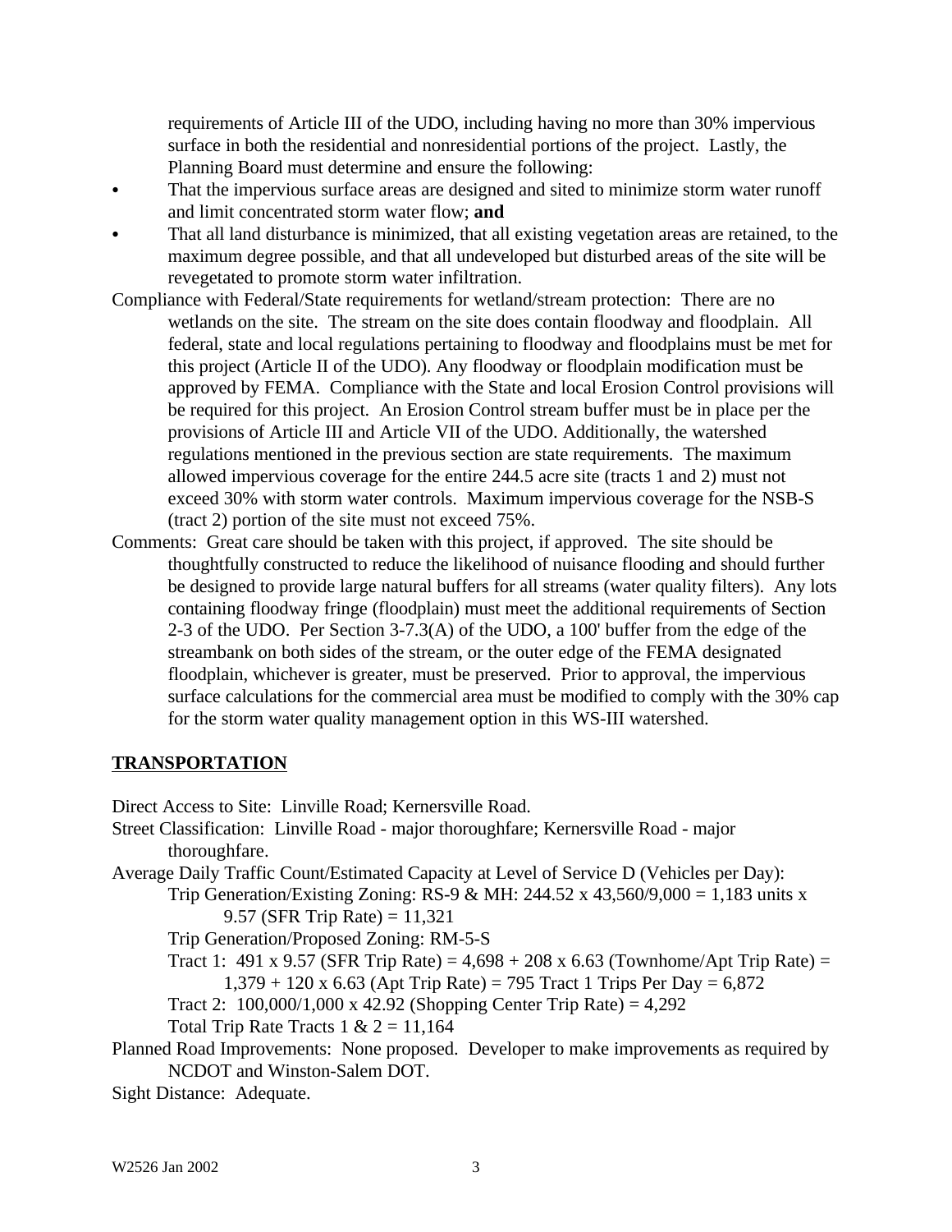requirements of Article III of the UDO, including having no more than 30% impervious surface in both the residential and nonresidential portions of the project. Lastly, the Planning Board must determine and ensure the following:

- That the impervious surface areas are designed and sited to minimize storm water runoff and limit concentrated storm water flow; **and**
- That all land disturbance is minimized, that all existing vegetation areas are retained, to the maximum degree possible, and that all undeveloped but disturbed areas of the site will be revegetated to promote storm water infiltration.

Compliance with Federal/State requirements for wetland/stream protection: There are no wetlands on the site. The stream on the site does contain floodway and floodplain. All federal, state and local regulations pertaining to floodway and floodplains must be met for this project (Article II of the UDO). Any floodway or floodplain modification must be approved by FEMA. Compliance with the State and local Erosion Control provisions will be required for this project. An Erosion Control stream buffer must be in place per the provisions of Article III and Article VII of the UDO. Additionally, the watershed regulations mentioned in the previous section are state requirements. The maximum allowed impervious coverage for the entire 244.5 acre site (tracts 1 and 2) must not exceed 30% with storm water controls. Maximum impervious coverage for the NSB-S (tract 2) portion of the site must not exceed 75%.

Comments: Great care should be taken with this project, if approved. The site should be thoughtfully constructed to reduce the likelihood of nuisance flooding and should further be designed to provide large natural buffers for all streams (water quality filters). Any lots containing floodway fringe (floodplain) must meet the additional requirements of Section 2-3 of the UDO. Per Section 3-7.3(A) of the UDO, a 100' buffer from the edge of the streambank on both sides of the stream, or the outer edge of the FEMA designated floodplain, whichever is greater, must be preserved. Prior to approval, the impervious surface calculations for the commercial area must be modified to comply with the 30% cap for the storm water quality management option in this WS-III watershed.

## TRANSPORTATION

Direct Access to Site: Linville Road; Kernersville Road.

Street Classification: Linville Road - major thoroughfare; Kernersville Road - major thoroughfare.

Average Daily Traffic Count/Estimated Capacity at Level of Service D (Vehicles per Day):

Trip Generation/Existing Zoning: RS-9 & MH: 244.52 x 43,560/9,000 = 1,183 units x 9.57 (SFR Trip Rate) = 11,321

Trip Generation/Proposed Zoning: RM-5-S

Tract 1: 491 x 9.57 (SFR Trip Rate) = 4,698 + 208 x 6.63 (Townhome/Apt Trip Rate) = 1,379 + 120 x 6.63 (Apt Trip Rate) = 795 Tract 1 Trips Per Day = 6,872

Tract 2: 100,000/1,000 x 42.92 (Shopping Center Trip Rate) = 4,292

Total Trip Rate Tracts 1 & 2 = 11,164

Planned Road Improvements: None proposed. Developer to make improvements as required by NCDOT and Winston-Salem DOT.

Sight Distance: Adequate.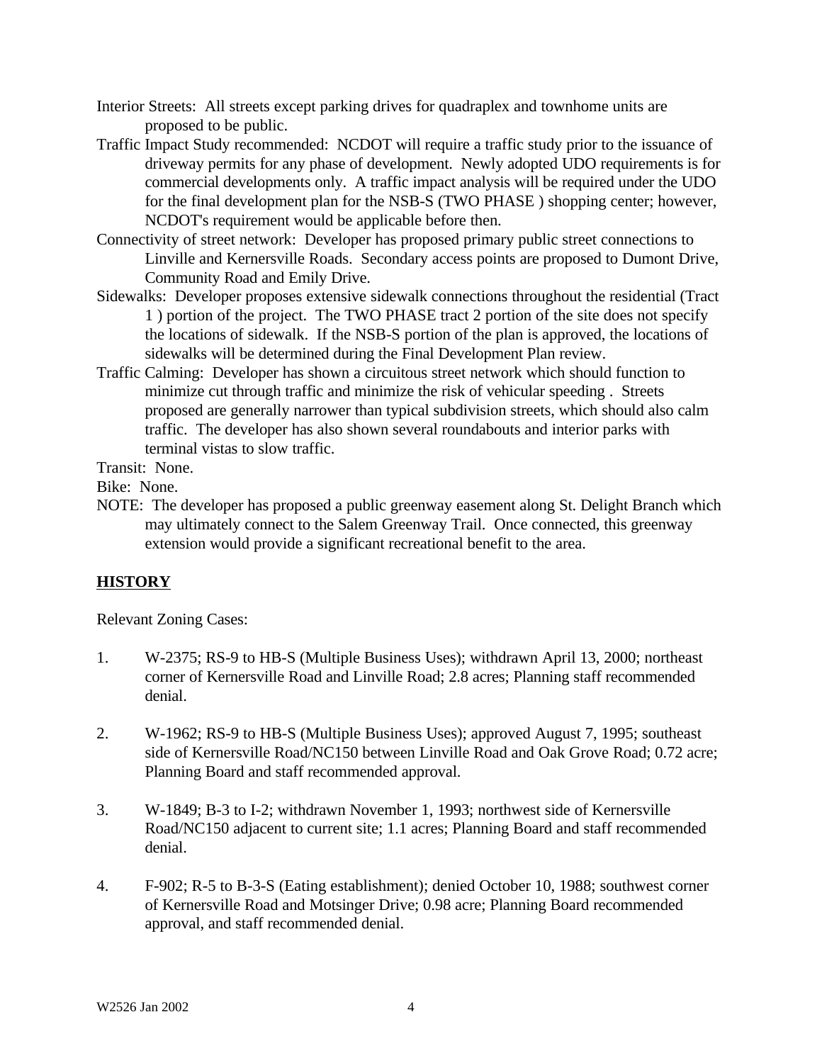Interior Streets: All streets except parking drives for quadraplex and townhome units are proposed to be public.

Traffic Impact Study recommended: NCDOT will require a traffic study prior to the issuance of driveway permits for any phase of development. Newly adopted UDO requirements is for commercial developments only. A traffic impact analysis will be required under the UDO for the final development plan for the NSB-S (TWO PHASE ) shopping center; however, NCDOT's requirement would be applicable before then.

Connectivity of street network: Developer has proposed primary public street connections to Linville and Kernersville Roads. Secondary access points are proposed to Dumont Drive, Community Road and Emily Drive.

Sidewalks: Developer proposes extensive sidewalk connections throughout the residential (Tract 1 ) portion of the project. The TWO PHASE tract 2 portion of the site does not specify the locations of sidewalk. If the NSB-S portion of the plan is approved, the locations of sidewalks will be determined during the Final Development Plan review.

Traffic Calming: Developer has shown a circuitous street network which should function to minimize cut through traffic and minimize the risk of vehicular speeding . Streets proposed are generally narrower than typical subdivision streets, which should also calm traffic. The developer has also shown several roundabouts and interior parks with terminal vistas to slow traffic.

Transit: None.

Bike: None.

NOTE: The developer has proposed a public greenway easement along St. Delight Branch which may ultimately connect to the Salem Greenway Trail. Once connected, this greenway extension would provide a significant recreational benefit to the area.

## HISTORY

Relevant Zoning Cases:

1. W-2375; RS-9 to HB-S (Multiple Business Uses); withdrawn April 13, 2000; northeast corner of Kernersville Road and Linville Road; 2.8 acres; Planning staff recommended denial.

2. W-1962; RS-9 to HB-S (Multiple Business Uses); approved August 7, 1995; southeast side of Kernersville Road/NC150 between Linville Road and Oak Grove Road; 0.72 acre; Planning Board and staff recommended approval.

3. W-1849; B-3 to I-2; withdrawn November 1, 1993; northwest side of Kernersville Road/NC150 adjacent to current site; 1.1 acres; Planning Board and staff recommended denial.

4. F-902; R-5 to B-3-S (Eating establishment); denied October 10, 1988; southwest corner of Kernersville Road and Motsinger Drive; 0.98 acre; Planning Board recommended approval, and staff recommended denial.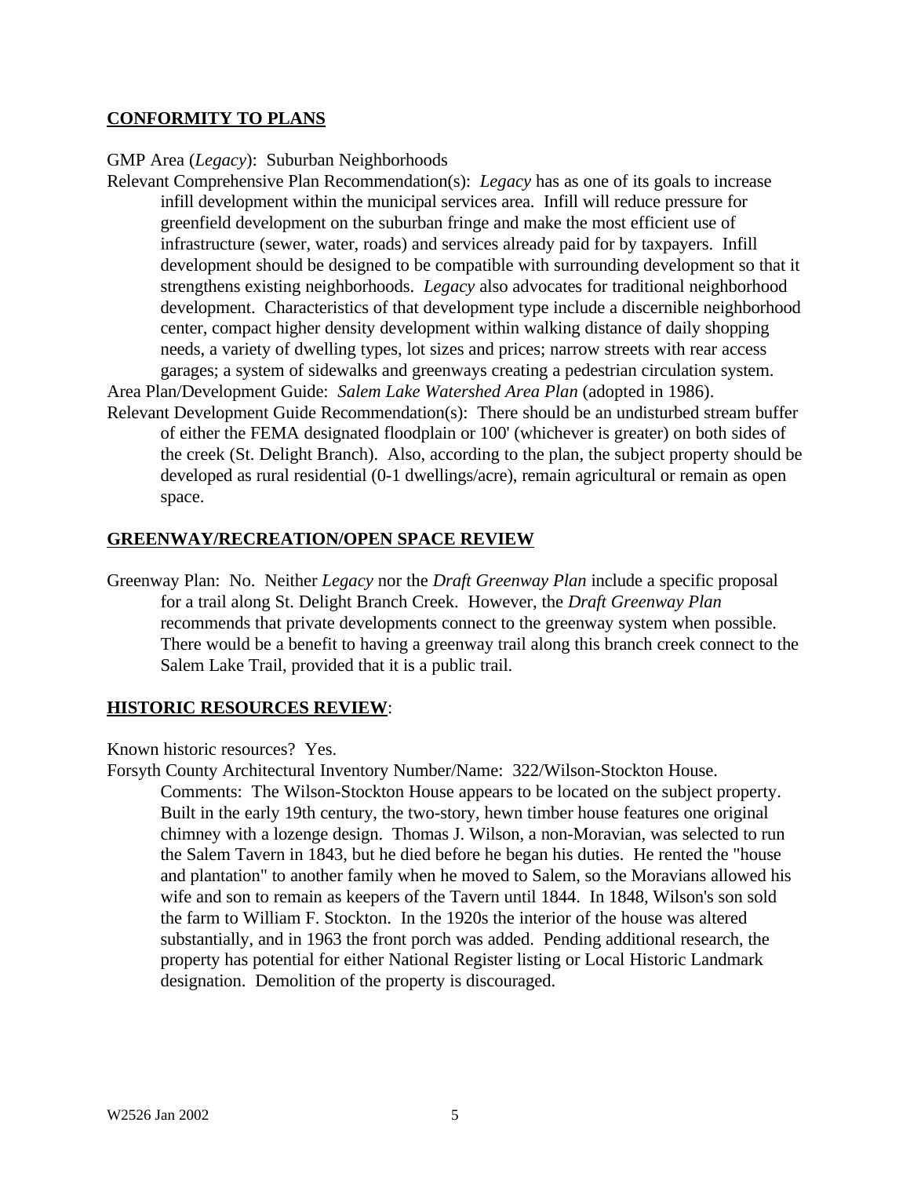**CONFORMITY TO PLANS**

GMP Area (*Legacy*): Suburban Neighborhoods

Relevant Comprehensive Plan Recommendation(s): *Legacy* has as one of its goals to increase infill development within the municipal services area. Infill will reduce pressure for greenfield development on the suburban fringe and make the most efficient use of infrastructure (sewer, water, roads) and services already paid for by taxpayers. Infill development should be designed to be compatible with surrounding development so that it strengthens existing neighborhoods. *Legacy* also advocates for traditional neighborhood development. Characteristics of that development type include a discernible neighborhood center, compact higher density development within walking distance of daily shopping needs, a variety of dwelling types, lot sizes and prices; narrow streets with rear access garages; a system of sidewalks and greenways creating a pedestrian circulation system.

Area Plan/Development Guide: *Salem Lake Watershed Area Plan* (adopted in 1986).

Relevant Development Guide Recommendation(s): There should be an undisturbed stream buffer of either the FEMA designated floodplain or 100' (whichever is greater) on both sides of the creek (St. Delight Branch). Also, according to the plan, the subject property should be developed as rural residential (0-1 dwellings/acre), remain agricultural or remain as open space.

**GREENWAY/RECREATION/OPEN SPACE REVIEW**

Greenway Plan: No. Neither *Legacy* nor the *Draft Greenway Plan* include a specific proposal for a trail along St. Delight Branch Creek. However, the *Draft Greenway Plan* recommends that private developments connect to the greenway system when possible. There would be a benefit to having a greenway trail along this branch creek connect to the Salem Lake Trail, provided that it is a public trail.

**HISTORIC RESOURCES REVIEW**:

Known historic resources? Yes.

Forsyth County Architectural Inventory Number/Name: 322/Wilson-Stockton House.

Comments: The Wilson-Stockton House appears to be located on the subject property. Built in the early 19th century, the two-story, hewn timber house features one original chimney with a lozenge design. Thomas J. Wilson, a non-Moravian, was selected to run the Salem Tavern in 1843, but he died before he began his duties. He rented the "house and plantation" to another family when he moved to Salem, so the Moravians allowed his wife and son to remain as keepers of the Tavern until 1844. In 1848, Wilson's son sold the farm to William F. Stockton. In the 1920s the interior of the house was altered substantially, and in 1963 the front porch was added. Pending additional research, the property has potential for either National Register listing or Local Historic Landmark designation. Demolition of the property is discouraged.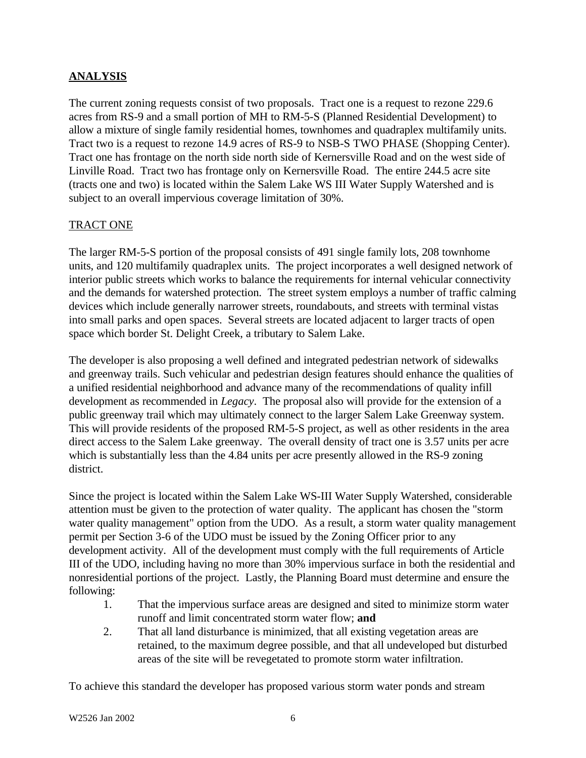## **ANALYSIS**

The current zoning requests consist of two proposals. Tract one is a request to rezone 229.6 acres from RS-9 and a small portion of MH to RM-5-S (Planned Residential Development) to allow a mixture of single family residential homes, townhomes and quadraplex multifamily units. Tract two is a request to rezone 14.9 acres of RS-9 to NSB-S TWO PHASE (Shopping Center). Tract one has frontage on the north side north side of Kernersville Road and on the west side of Linville Road. Tract two has frontage only on Kernersville Road. The entire 244.5 acre site (tracts one and two) is located within the Salem Lake WS III Water Supply Watershed and is subject to an overall impervious coverage limitation of 30%.

### TRACT ONE

The larger RM-5-S portion of the proposal consists of 491 single family lots, 208 townhome units, and 120 multifamily quadraplex units. The project incorporates a well designed network of interior public streets which works to balance the requirements for internal vehicular connectivity and the demands for watershed protection. The street system employs a number of traffic calming devices which include generally narrower streets, roundabouts, and streets with terminal vistas into small parks and open spaces. Several streets are located adjacent to larger tracts of open space which border St. Delight Creek, a tributary to Salem Lake.

The developer is also proposing a well defined and integrated pedestrian network of sidewalks and greenway trails. Such vehicular and pedestrian design features should enhance the qualities of a unified residential neighborhood and advance many of the recommendations of quality infill development as recommended in *Legacy*. The proposal also will provide for the extension of a public greenway trail which may ultimately connect to the larger Salem Lake Greenway system. This will provide residents of the proposed RM-5-S project, as well as other residents in the area direct access to the Salem Lake greenway. The overall density of tract one is 3.57 units per acre which is substantially less than the 4.84 units per acre presently allowed in the RS-9 zoning district.

Since the project is located within the Salem Lake WS-III Water Supply Watershed, considerable attention must be given to the protection of water quality. The applicant has chosen the "storm water quality management" option from the UDO. As a result, a storm water quality management permit per Section 3-6 of the UDO must be issued by the Zoning Officer prior to any development activity. All of the development must comply with the full requirements of Article III of the UDO, including having no more than 30% impervious surface in both the residential and nonresidential portions of the project. Lastly, the Planning Board must determine and ensure the following:

1. That the impervious surface areas are designed and sited to minimize storm water runoff and limit concentrated storm water flow; **and**
2. That all land disturbance is minimized, that all existing vegetation areas are retained, to the maximum degree possible, and that all undeveloped but disturbed areas of the site will be revegetated to promote storm water infiltration.

To achieve this standard the developer has proposed various storm water ponds and stream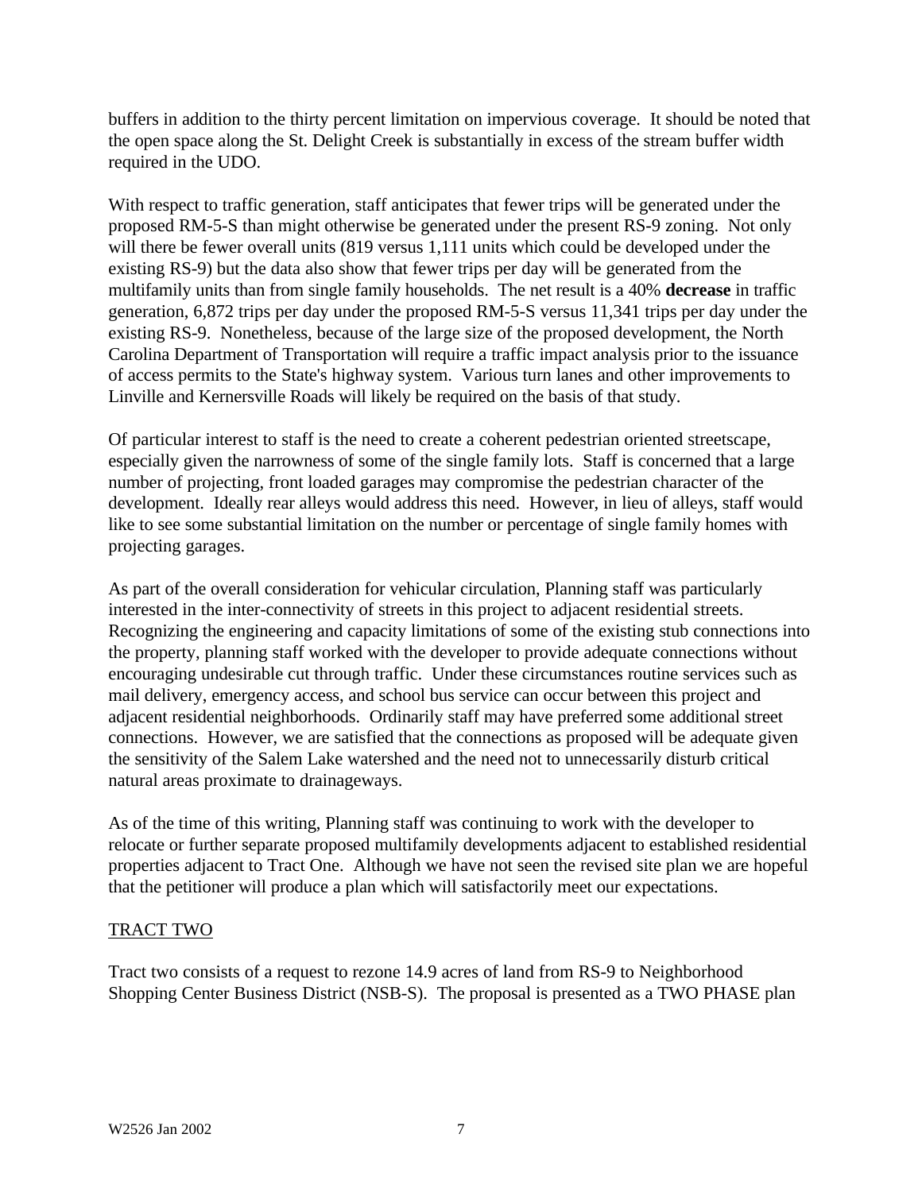buffers in addition to the thirty percent limitation on impervious coverage. It should be noted that the open space along the St. Delight Creek is substantially in excess of the stream buffer width required in the UDO.

With respect to traffic generation, staff anticipates that fewer trips will be generated under the proposed RM-5-S than might otherwise be generated under the present RS-9 zoning. Not only will there be fewer overall units (819 versus 1,111 units which could be developed under the existing RS-9) but the data also show that fewer trips per day will be generated from the multifamily units than from single family households. The net result is a 40% **decrease** in traffic generation, 6,872 trips per day under the proposed RM-5-S versus 11,341 trips per day under the existing RS-9. Nonetheless, because of the large size of the proposed development, the North Carolina Department of Transportation will require a traffic impact analysis prior to the issuance of access permits to the State's highway system. Various turn lanes and other improvements to Linville and Kernersville Roads will likely be required on the basis of that study.

Of particular interest to staff is the need to create a coherent pedestrian oriented streetscape, especially given the narrowness of some of the single family lots. Staff is concerned that a large number of projecting, front loaded garages may compromise the pedestrian character of the development. Ideally rear alleys would address this need. However, in lieu of alleys, staff would like to see some substantial limitation on the number or percentage of single family homes with projecting garages.

As part of the overall consideration for vehicular circulation, Planning staff was particularly interested in the inter-connectivity of streets in this project to adjacent residential streets. Recognizing the engineering and capacity limitations of some of the existing stub connections into the property, planning staff worked with the developer to provide adequate connections without encouraging undesirable cut through traffic. Under these circumstances routine services such as mail delivery, emergency access, and school bus service can occur between this project and adjacent residential neighborhoods. Ordinarily staff may have preferred some additional street connections. However, we are satisfied that the connections as proposed will be adequate given the sensitivity of the Salem Lake watershed and the need not to unnecessarily disturb critical natural areas proximate to drainageways.

As of the time of this writing, Planning staff was continuing to work with the developer to relocate or further separate proposed multifamily developments adjacent to established residential properties adjacent to Tract One. Although we have not seen the revised site plan we are hopeful that the petitioner will produce a plan which will satisfactorily meet our expectations.

## TRACT TWO

Tract two consists of a request to rezone 14.9 acres of land from RS-9 to Neighborhood Shopping Center Business District (NSB-S). The proposal is presented as a TWO PHASE plan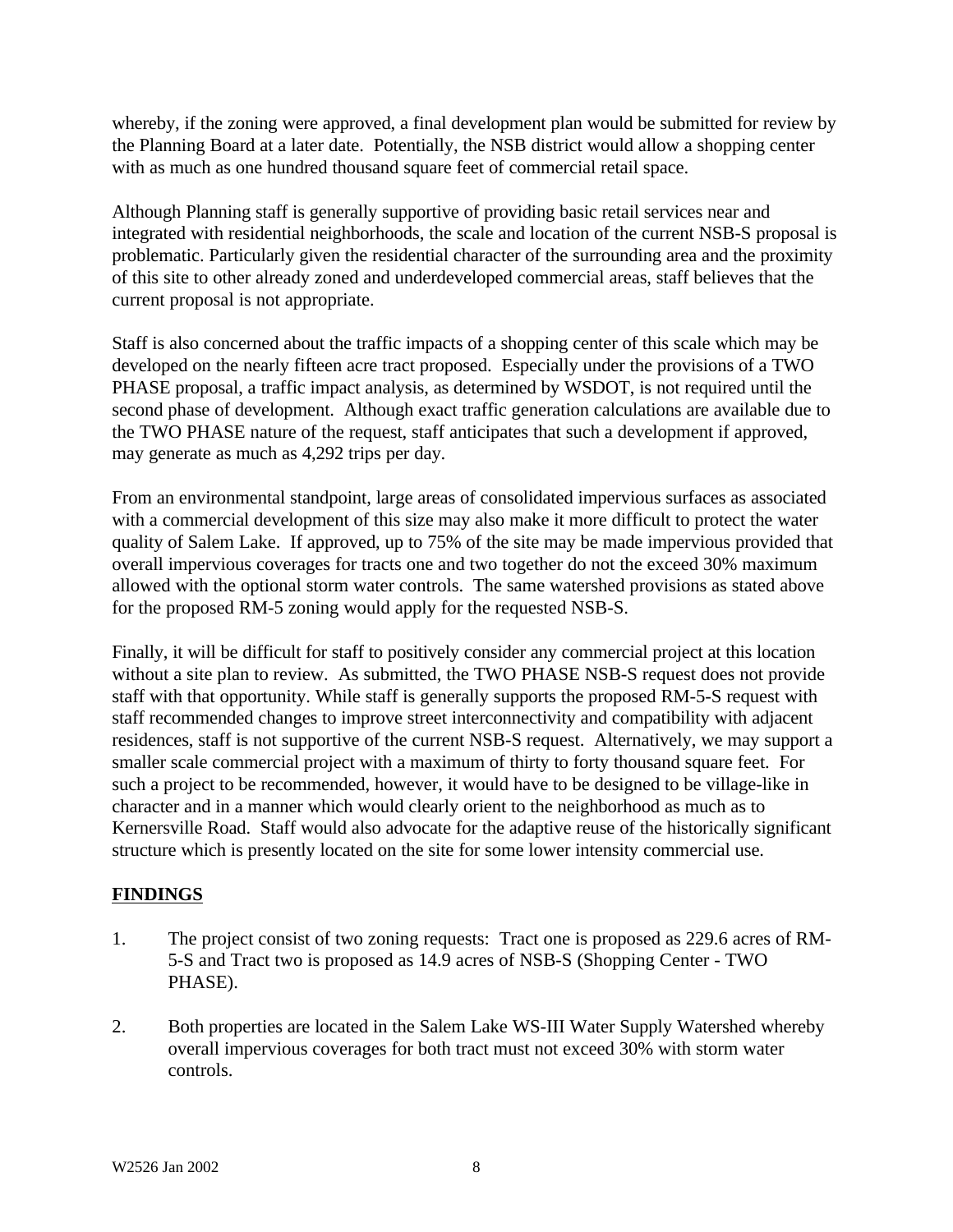whereby, if the zoning were approved, a final development plan would be submitted for review by the Planning Board at a later date. Potentially, the NSB district would allow a shopping center with as much as one hundred thousand square feet of commercial retail space.

Although Planning staff is generally supportive of providing basic retail services near and integrated with residential neighborhoods, the scale and location of the current NSB-S proposal is problematic. Particularly given the residential character of the surrounding area and the proximity of this site to other already zoned and underdeveloped commercial areas, staff believes that the current proposal is not appropriate.

Staff is also concerned about the traffic impacts of a shopping center of this scale which may be developed on the nearly fifteen acre tract proposed. Especially under the provisions of a TWO PHASE proposal, a traffic impact analysis, as determined by WSDOT, is not required until the second phase of development. Although exact traffic generation calculations are available due to the TWO PHASE nature of the request, staff anticipates that such a development if approved, may generate as much as 4,292 trips per day.

From an environmental standpoint, large areas of consolidated impervious surfaces as associated with a commercial development of this size may also make it more difficult to protect the water quality of Salem Lake. If approved, up to 75% of the site may be made impervious provided that overall impervious coverages for tracts one and two together do not the exceed 30% maximum allowed with the optional storm water controls. The same watershed provisions as stated above for the proposed RM-5 zoning would apply for the requested NSB-S.

Finally, it will be difficult for staff to positively consider any commercial project at this location without a site plan to review. As submitted, the TWO PHASE NSB-S request does not provide staff with that opportunity. While staff is generally supports the proposed RM-5-S request with staff recommended changes to improve street interconnectivity and compatibility with adjacent residences, staff is not supportive of the current NSB-S request. Alternatively, we may support a smaller scale commercial project with a maximum of thirty to forty thousand square feet. For such a project to be recommended, however, it would have to be designed to be village-like in character and in a manner which would clearly orient to the neighborhood as much as to Kernersville Road. Staff would also advocate for the adaptive reuse of the historically significant structure which is presently located on the site for some lower intensity commercial use.

## FINDINGS

1. The project consist of two zoning requests: Tract one is proposed as 229.6 acres of RM-5-S and Tract two is proposed as 14.9 acres of NSB-S (Shopping Center - TWO PHASE).

2. Both properties are located in the Salem Lake WS-III Water Supply Watershed whereby overall impervious coverages for both tract must not exceed 30% with storm water controls.

W2526 Jan 2002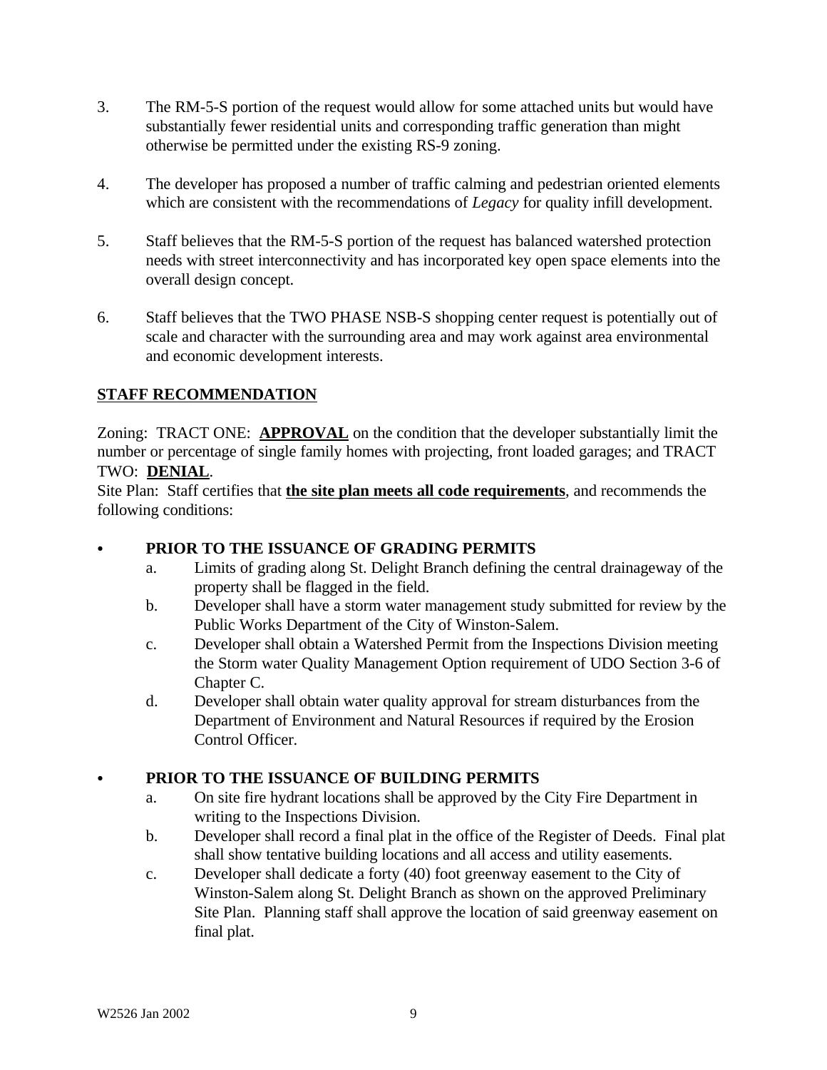3. The RM-5-S portion of the request would allow for some attached units but would have substantially fewer residential units and corresponding traffic generation than might otherwise be permitted under the existing RS-9 zoning.

4. The developer has proposed a number of traffic calming and pedestrian oriented elements which are consistent with the recommendations of *Legacy* for quality infill development.

5. Staff believes that the RM-5-S portion of the request has balanced watershed protection needs with street interconnectivity and has incorporated key open space elements into the overall design concept.

6. Staff believes that the TWO PHASE NSB-S shopping center request is potentially out of scale and character with the surrounding area and may work against area environmental and economic development interests.

## STAFF RECOMMENDATION

Zoning: TRACT ONE: **APPROVAL** on the condition that the developer substantially limit the number or percentage of single family homes with projecting, front loaded garages; and TRACT TWO: **DENIAL**.

Site Plan: Staff certifies that **the site plan meets all code requirements**, and recommends the following conditions:

- **PRIOR TO THE ISSUANCE OF GRADING PERMITS**
  - a. Limits of grading along St. Delight Branch defining the central drainageway of the property shall be flagged in the field.
  - b. Developer shall have a storm water management study submitted for review by the Public Works Department of the City of Winston-Salem.
  - c. Developer shall obtain a Watershed Permit from the Inspections Division meeting the Storm water Quality Management Option requirement of UDO Section 3-6 of Chapter C.
  - d. Developer shall obtain water quality approval for stream disturbances from the Department of Environment and Natural Resources if required by the Erosion Control Officer.

- **PRIOR TO THE ISSUANCE OF BUILDING PERMITS**
  - a. On site fire hydrant locations shall be approved by the City Fire Department in writing to the Inspections Division.
  - b. Developer shall record a final plat in the office of the Register of Deeds. Final plat shall show tentative building locations and all access and utility easements.
  - c. Developer shall dedicate a forty (40) foot greenway easement to the City of Winston-Salem along St. Delight Branch as shown on the approved Preliminary Site Plan. Planning staff shall approve the location of said greenway easement on final plat.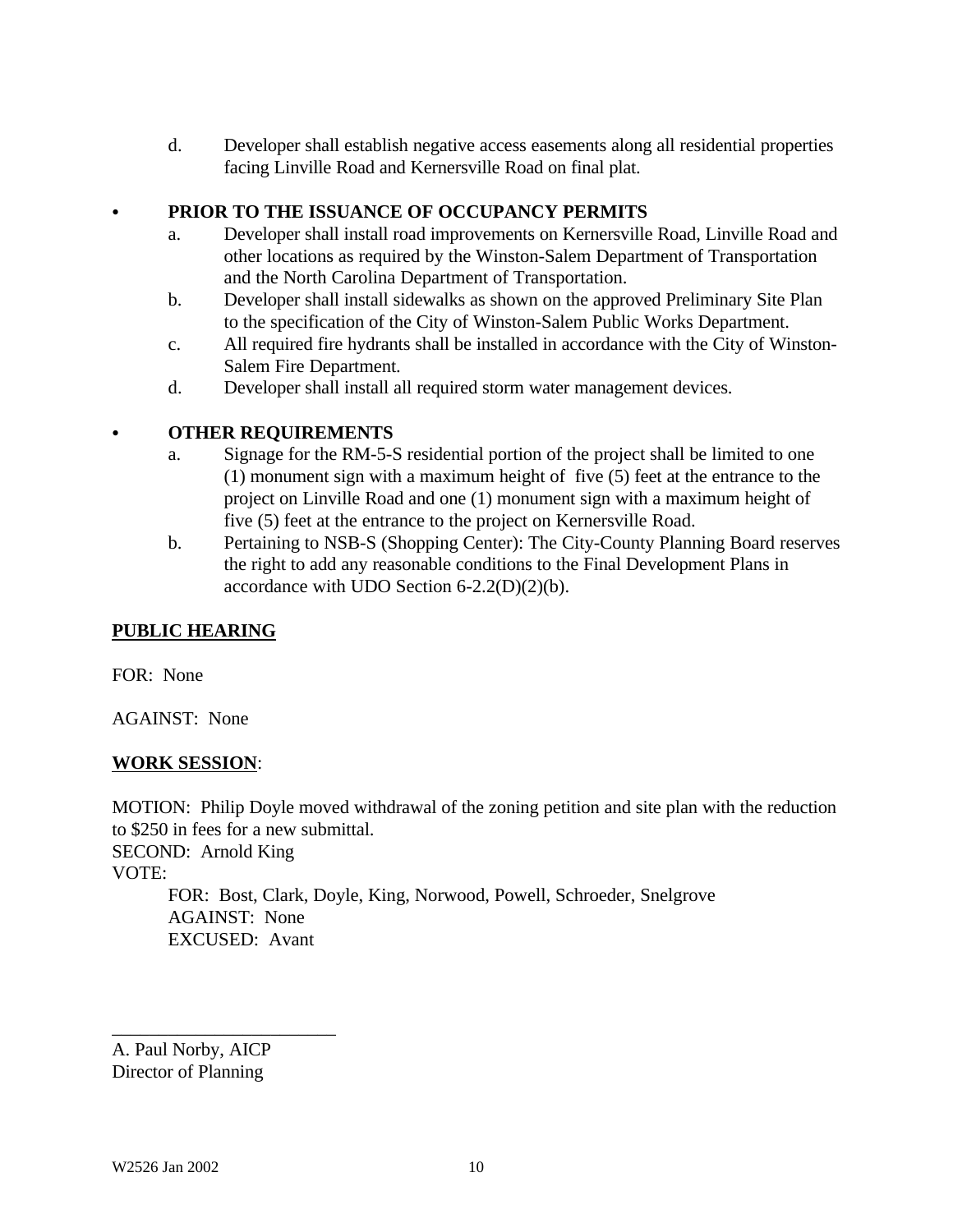d. Developer shall establish negative access easements along all residential properties facing Linville Road and Kernersville Road on final plat.

- **PRIOR TO THE ISSUANCE OF OCCUPANCY PERMITS**
  - a. Developer shall install road improvements on Kernersville Road, Linville Road and other locations as required by the Winston-Salem Department of Transportation and the North Carolina Department of Transportation.
  - b. Developer shall install sidewalks as shown on the approved Preliminary Site Plan to the specification of the City of Winston-Salem Public Works Department.
  - c. All required fire hydrants shall be installed in accordance with the City of Winston-Salem Fire Department.
  - d. Developer shall install all required storm water management devices.

- **OTHER REQUIREMENTS**
  - a. Signage for the RM-5-S residential portion of the project shall be limited to one (1) monument sign with a maximum height of five (5) feet at the entrance to the project on Linville Road and one (1) monument sign with a maximum height of five (5) feet at the entrance to the project on Kernersville Road.
  - b. Pertaining to NSB-S (Shopping Center): The City-County Planning Board reserves the right to add any reasonable conditions to the Final Development Plans in accordance with UDO Section 6-2.2(D)(2)(b).

**PUBLIC HEARING**

FOR: None

AGAINST: None

**WORK SESSION**:

MOTION: Philip Doyle moved withdrawal of the zoning petition and site plan with the reduction to $250 in fees for a new submittal.
SECOND: Arnold King
VOTE:

FOR: Bost, Clark, Doyle, King, Norwood, Powell, Schroeder, Snelgrove
AGAINST: None
EXCUSED: Avant

\_\_\_\_\_\_\_\_\_\_\_\_\_\_\_\_\_\_\_\_\_\_\_\_

A. Paul Norby, AICP
Director of Planning